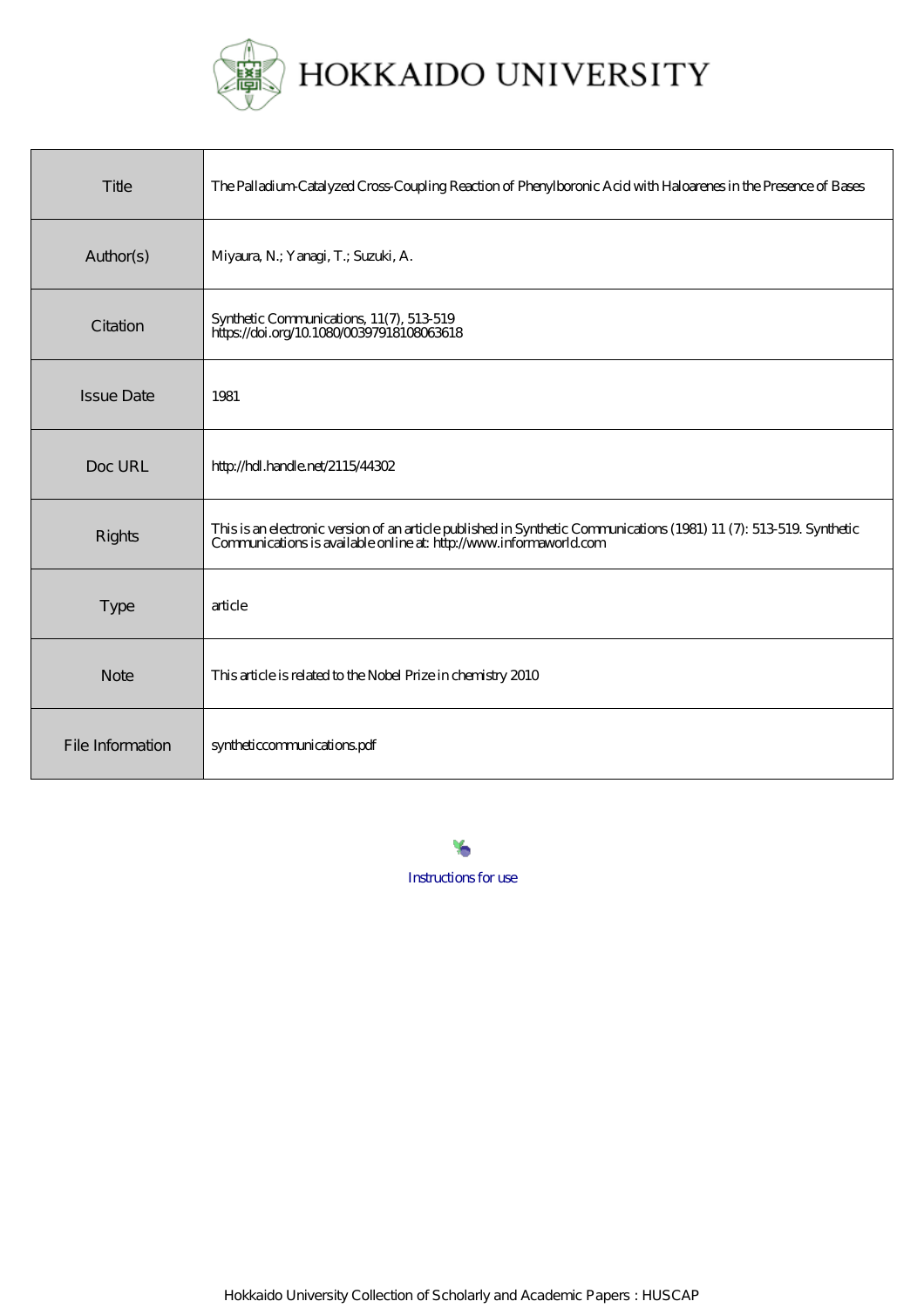# HOKKAIDO UNIVERSITY

| Title | The Palladium-Catalyzed Cross-Coupling Reaction of Phenylboronic Acid with Haloarenes in the Presence of Bases |
|---|---|
| Author(s) | Miyaura, N.; Yanagi, T.; Suzuki, A. |
| Citation | Synthetic Communications, 11(7), 513-519<br>https://doi.org/10.1080/00397918108063618 |
| Issue Date | 1981 |
| Doc URL | http://hdl.handle.net/2115/44302 |
| Rights | This is an electronic version of an article published in Synthetic Communications (1981) 11 (7): 513-519. Synthetic Communications is available online at: http://www.informaworld.com |
| Type | article |
| Note | This article is related to the Nobel Prize in chemistry 2010 |
| File Information | syntheticcommunications.pdf |

Instructions for use

Hokkaido University Collection of Scholarly and Academic Papers : HUSCAP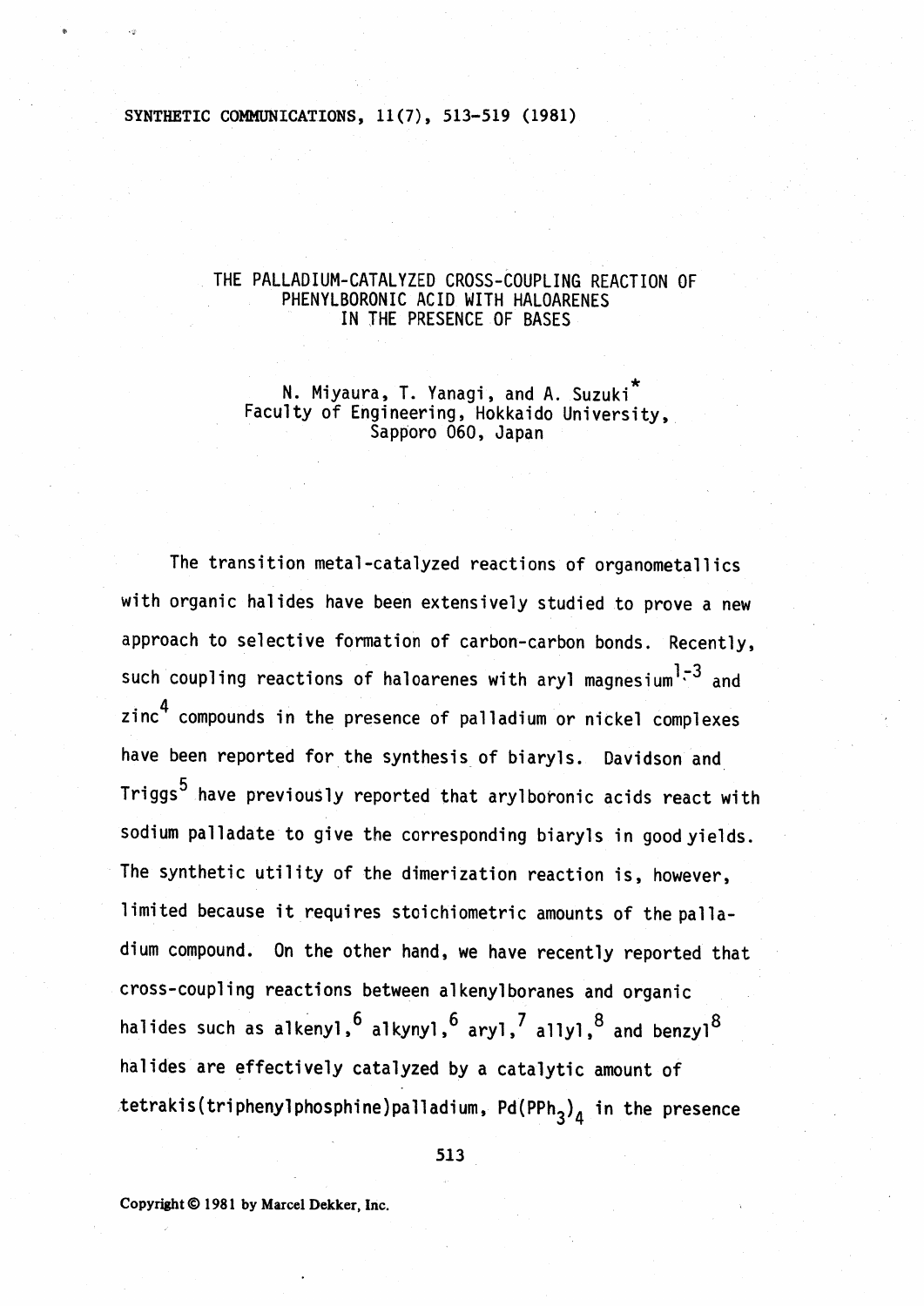# THE PALLADIUM-CATALYZED CROSS-COUPLING REACTION OF PHENYLBORONIC ACID WITH HALOARENES IN THE PRESENCE OF BASES

N. Miyaura, T. Yanagi, and A. Suzuki*
Faculty of Engineering, Hokkaido University, Sapporo 060, Japan

The transition metal-catalyzed reactions of organometallics with organic halides have been extensively studied to prove a new approach to selective formation of carbon-carbon bonds. Recently, such coupling reactions of haloarenes with aryl magnesium[1-3] and zinc[4] compounds in the presence of palladium or nickel complexes have been reported for the synthesis of biaryls. Davidson and Triggs[5] have previously reported that arylboronic acids react with sodium palladate to give the corresponding biaryls in good yields. The synthetic utility of the dimerization reaction is, however, limited because it requires stoichiometric amounts of the palladium compound. On the other hand, we have recently reported that cross-coupling reactions between alkenylboranes and organic halides such as alkenyl,[6] alkynyl,[6] aryl,[7] allyl,[8] and benzyl[8] halides are effectively catalyzed by a catalytic amount of tetrakis(triphenylphosphine)palladium, $Pd(PPh_3)_4$ in the presence

Copyright © 1981 by Marcel Dekker, Inc.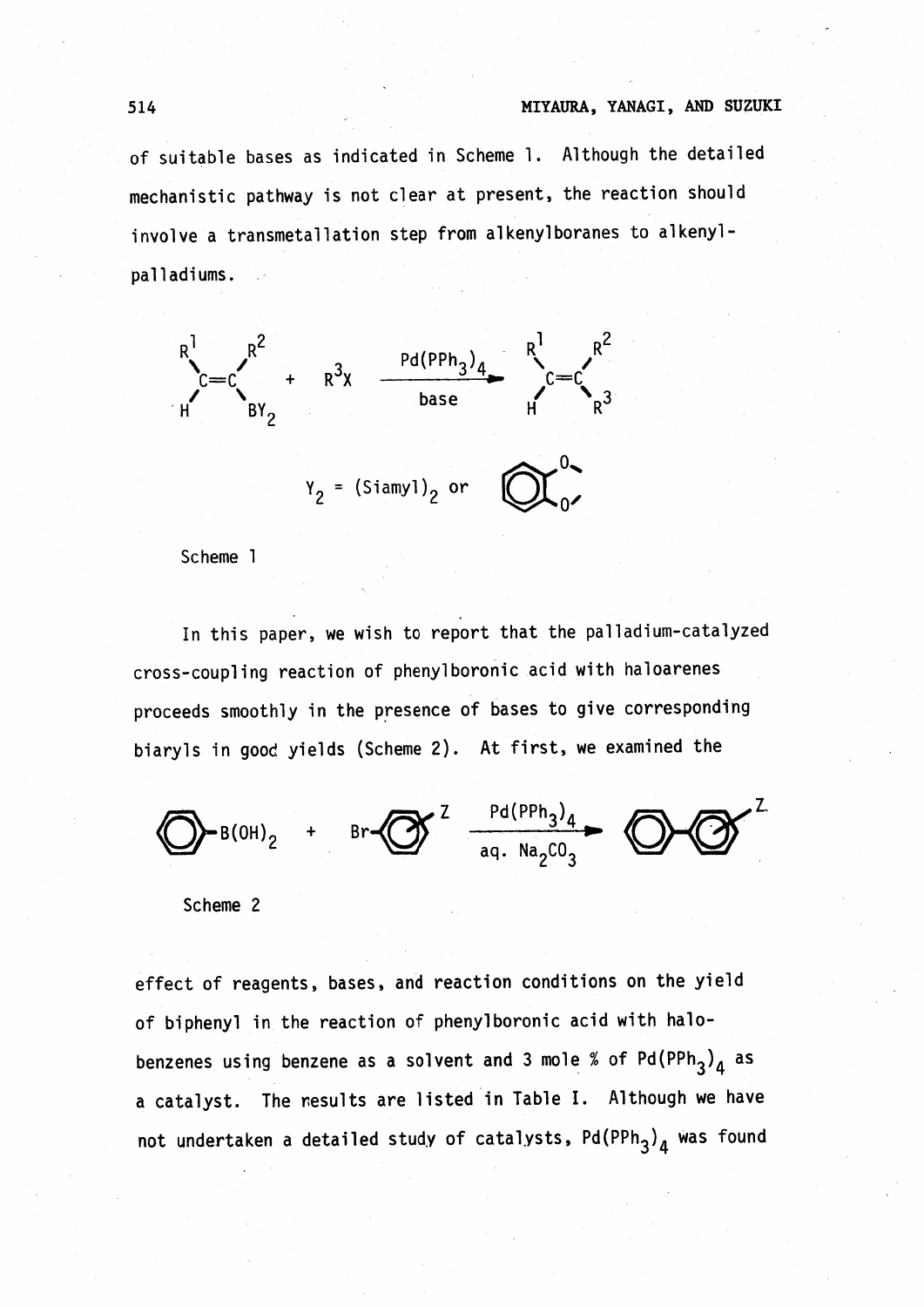of suitable bases as indicated in Scheme 1. Although the detailed mechanistic pathway is not clear at present, the reaction should involve a transmetallation step from alkenylboranes to alkenylpalladiums.

$$R^1(H)C{=}C(R^2)BY_2 + R^3X \xrightarrow[\text{base}]{Pd(PPh_3)_4} R^1(H)C{=}C(R^2)R^3$$

$Y_2$ = $(Siamyl)_2$ or catechol ($C_6H_4O_2$)

Scheme 1

In this paper, we wish to report that the palladium-catalyzed cross-coupling reaction of phenylboronic acid with haloarenes proceeds smoothly in the presence of bases to give corresponding biaryls in good yields (Scheme 2). At first, we examined the

$$PhB(OH)_2 + Br{-}C_6H_4{-}Z \xrightarrow[\text{aq. } Na_2CO_3]{Pd(PPh_3)_4} Ph{-}C_6H_4{-}Z$$

Scheme 2

effect of reagents, bases, and reaction conditions on the yield of biphenyl in the reaction of phenylboronic acid with halobenzenes using benzene as a solvent and 3 mole % of $Pd(PPh_3)_4$ as a catalyst. The results are listed in Table I. Although we have not undertaken a detailed study of catalysts, $Pd(PPh_3)_4$ was found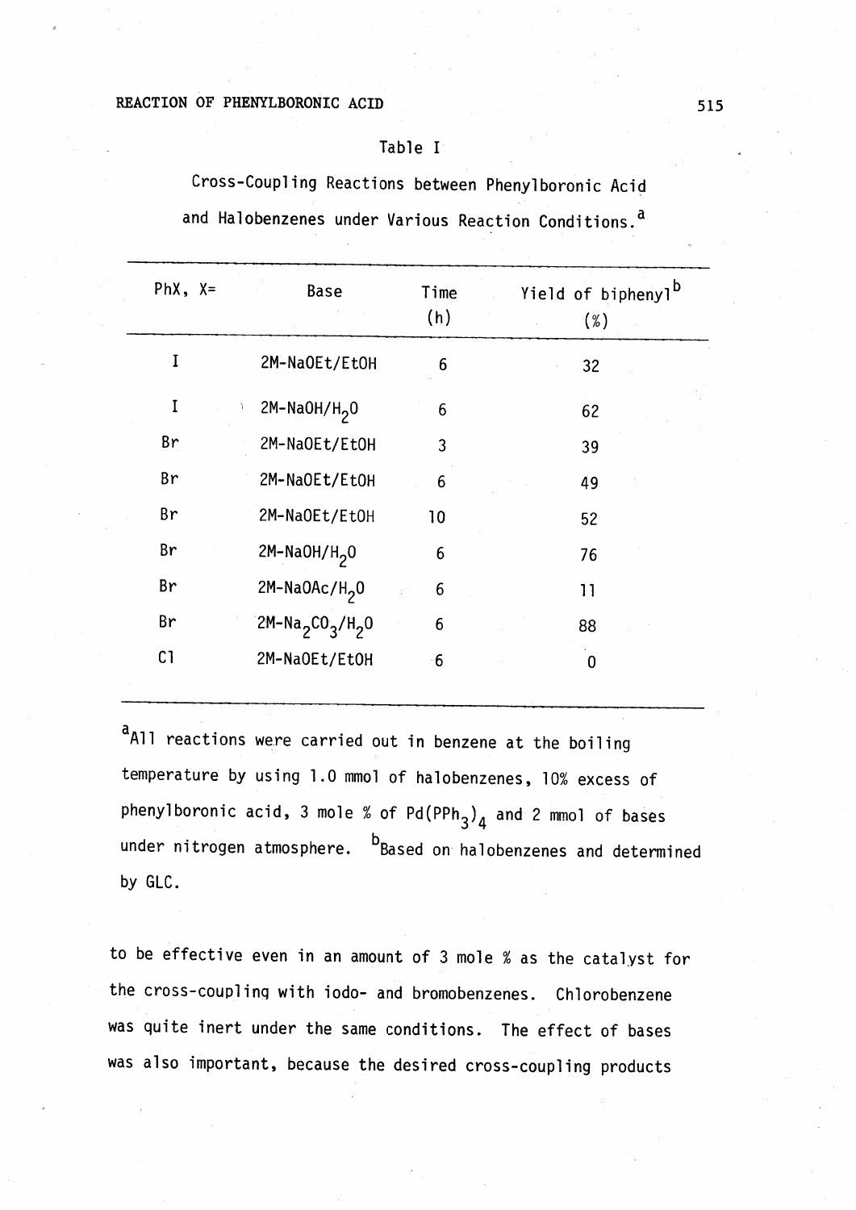Table I

Cross-Coupling Reactions between Phenylboronic Acid and Halobenzenes under Various Reaction Conditions.[a]

| PhX, X= | Base | Time (h) | Yield of biphenyl[b] (%) |
|---|---|---|---|
| I | 2M-NaOEt/EtOH | 6 | 32 |
| I | 2M-NaOH/$H_2O$ | 6 | 62 |
| Br | 2M-NaOEt/EtOH | 3 | 39 |
| Br | 2M-NaOEt/EtOH | 6 | 49 |
| Br | 2M-NaOEt/EtOH | 10 | 52 |
| Br | 2M-NaOH/$H_2O$ | 6 | 76 |
| Br | 2M-NaOAc/$H_2O$ | 6 | 11 |
| Br | 2M-$Na_2CO_3$/$H_2O$ | 6 | 88 |
| Cl | 2M-NaOEt/EtOH | 6 | 0 |

[a]All reactions were carried out in benzene at the boiling temperature by using 1.0 mmol of halobenzenes, 10% excess of phenylboronic acid, 3 mole % of $Pd(PPh_3)_4$ and 2 mmol of bases under nitrogen atmosphere. [b]Based on halobenzenes and determined by GLC.

to be effective even in an amount of 3 mole % as the catalyst for the cross-coupling with iodo- and bromobenzenes. Chlorobenzene was quite inert under the same conditions. The effect of bases was also important, because the desired cross-coupling products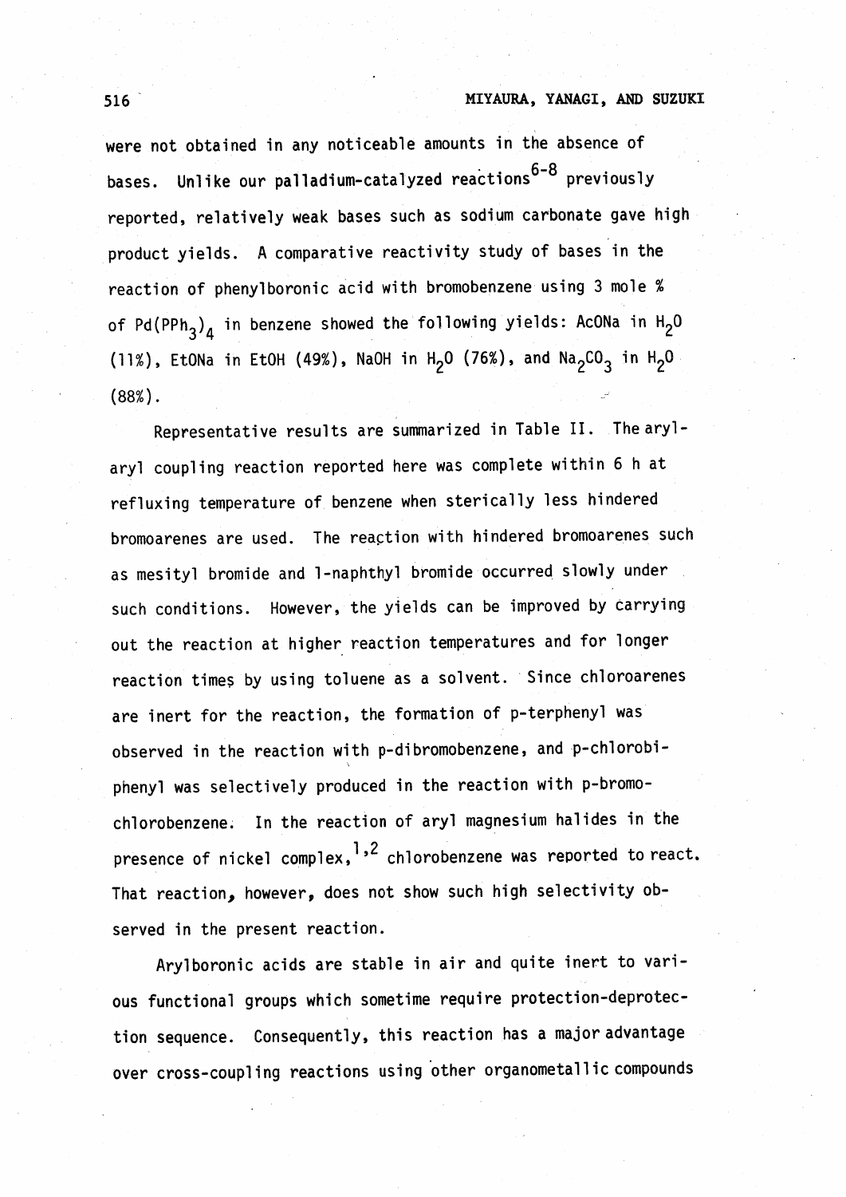were not obtained in any noticeable amounts in the absence of bases. Unlike our palladium-catalyzed reactions[6-8] previously reported, relatively weak bases such as sodium carbonate gave high product yields. A comparative reactivity study of bases in the reaction of phenylboronic acid with bromobenzene using 3 mole % of $Pd(PPh_3)_4$ in benzene showed the following yields: AcONa in $H_2O$ (11%), EtONa in EtOH (49%), NaOH in $H_2O$ (76%), and $Na_2CO_3$ in $H_2O$ (88%).

Representative results are summarized in Table II. The aryl-aryl coupling reaction reported here was complete within 6 h at refluxing temperature of benzene when sterically less hindered bromoarenes are used. The reaction with hindered bromoarenes such as mesityl bromide and 1-naphthyl bromide occurred slowly under such conditions. However, the yields can be improved by carrying out the reaction at higher reaction temperatures and for longer reaction times by using toluene as a solvent. Since chloroarenes are inert for the reaction, the formation of p-terphenyl was observed in the reaction with p-dibromobenzene, and p-chlorobiphenyl was selectively produced in the reaction with p-bromochlorobenzene. In the reaction of aryl magnesium halides in the presence of nickel complex,[1,2] chlorobenzene was reported to react. That reaction, however, does not show such high selectivity observed in the present reaction.

Arylboronic acids are stable in air and quite inert to various functional groups which sometime require protection-deprotection sequence. Consequently, this reaction has a major advantage over cross-coupling reactions using other organometallic compounds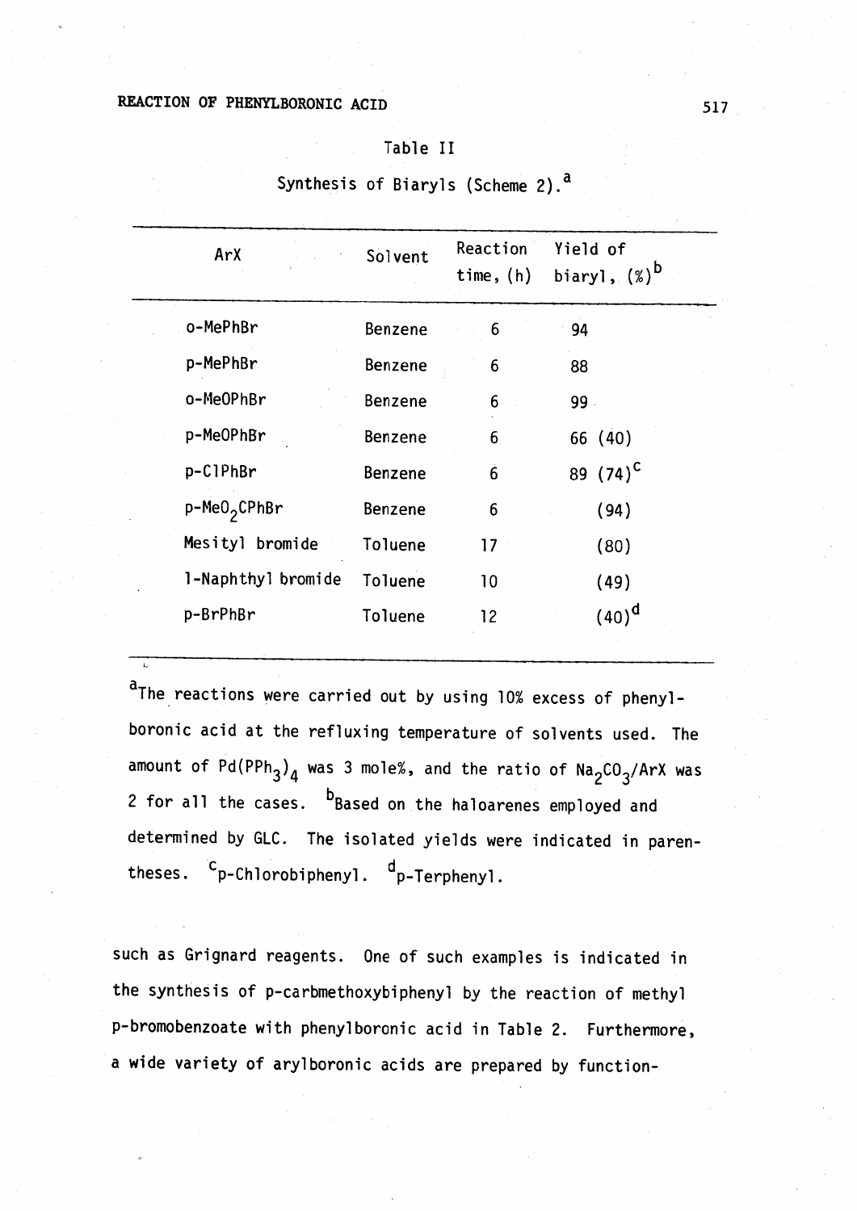Table II

Synthesis of Biaryls (Scheme 2).[a]

| ArX | Solvent | Reaction time, (h) | Yield of biaryl, (%)[b] |
|---|---|---|---|
| o-MePhBr | Benzene | 6 | 94 |
| p-MePhBr | Benzene | 6 | 88 |
| o-MeOPhBr | Benzene | 6 | 99 |
| p-MeOPhBr | Benzene | 6 | 66 (40) |
| p-ClPhBr | Benzene | 6 | 89 (74)[c] |
| p-$MeO_2$CPhBr | Benzene | 6 | (94) |
| Mesityl bromide | Toluene | 17 | (80) |
| 1-Naphthyl bromide | Toluene | 10 | (49) |
| p-BrPhBr | Toluene | 12 | (40)[d] |

[a]The reactions were carried out by using 10% excess of phenylboronic acid at the refluxing temperature of solvents used. The amount of $Pd(PPh_3)_4$ was 3 mole%, and the ratio of $Na_2CO_3$/ArX was 2 for all the cases. [b]Based on the haloarenes employed and determined by GLC. The isolated yields were indicated in parentheses. [c]p-Chlorobiphenyl. [d]p-Terphenyl.

such as Grignard reagents. One of such examples is indicated in the synthesis of p-carbmethoxybiphenyl by the reaction of methyl p-bromobenzoate with phenylboronic acid in Table 2. Furthermore, a wide variety of arylboronic acids are prepared by function-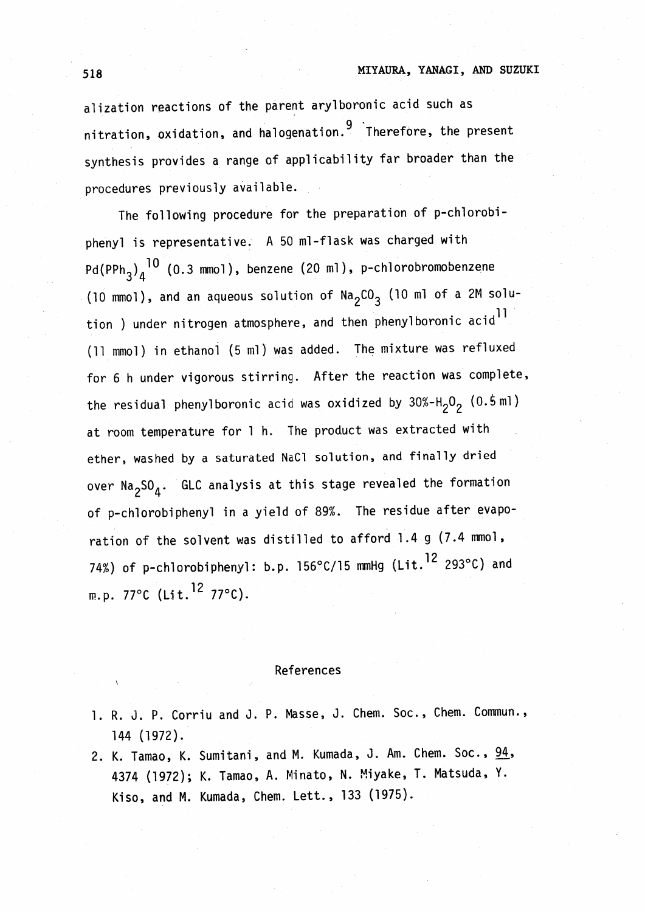alization reactions of the parent arylboronic acid such as nitration, oxidation, and halogenation.[9] Therefore, the present synthesis provides a range of applicability far broader than the procedures previously available.

The following procedure for the preparation of p-chlorobiphenyl is representative. A 50 ml-flask was charged with $Pd(PPh_3)_4$[10] (0.3 mmol), benzene (20 ml), p-chlorobromobenzene (10 mmol), and an aqueous solution of $Na_2CO_3$ (10 ml of a 2M solution ) under nitrogen atmosphere, and then phenylboronic acid[11] (11 mmol) in ethanol (5 ml) was added. The mixture was refluxed for 6 h under vigorous stirring. After the reaction was complete, the residual phenylboronic acid was oxidized by 30%-$H_2O_2$ (0.5 ml) at room temperature for 1 h. The product was extracted with ether, washed by a saturated NaCl solution, and finally dried over $Na_2SO_4$. GLC analysis at this stage revealed the formation of p-chlorobiphenyl in a yield of 89%. The residue after evaporation of the solvent was distilled to afford 1.4 g (7.4 mmol, 74%) of p-chlorobiphenyl: b.p. 156°C/15 mmHg (Lit.[12] 293°C) and m.p. 77°C (Lit.[12] 77°C).

## References

1. R. J. P. Corriu and J. P. Masse, J. Chem. Soc., Chem. Commun., 144 (1972).
2. K. Tamao, K. Sumitani, and M. Kumada, J. Am. Chem. Soc., 94, 4374 (1972); K. Tamao, A. Minato, N. Miyake, T. Matsuda, Y. Kiso, and M. Kumada, Chem. Lett., 133 (1975).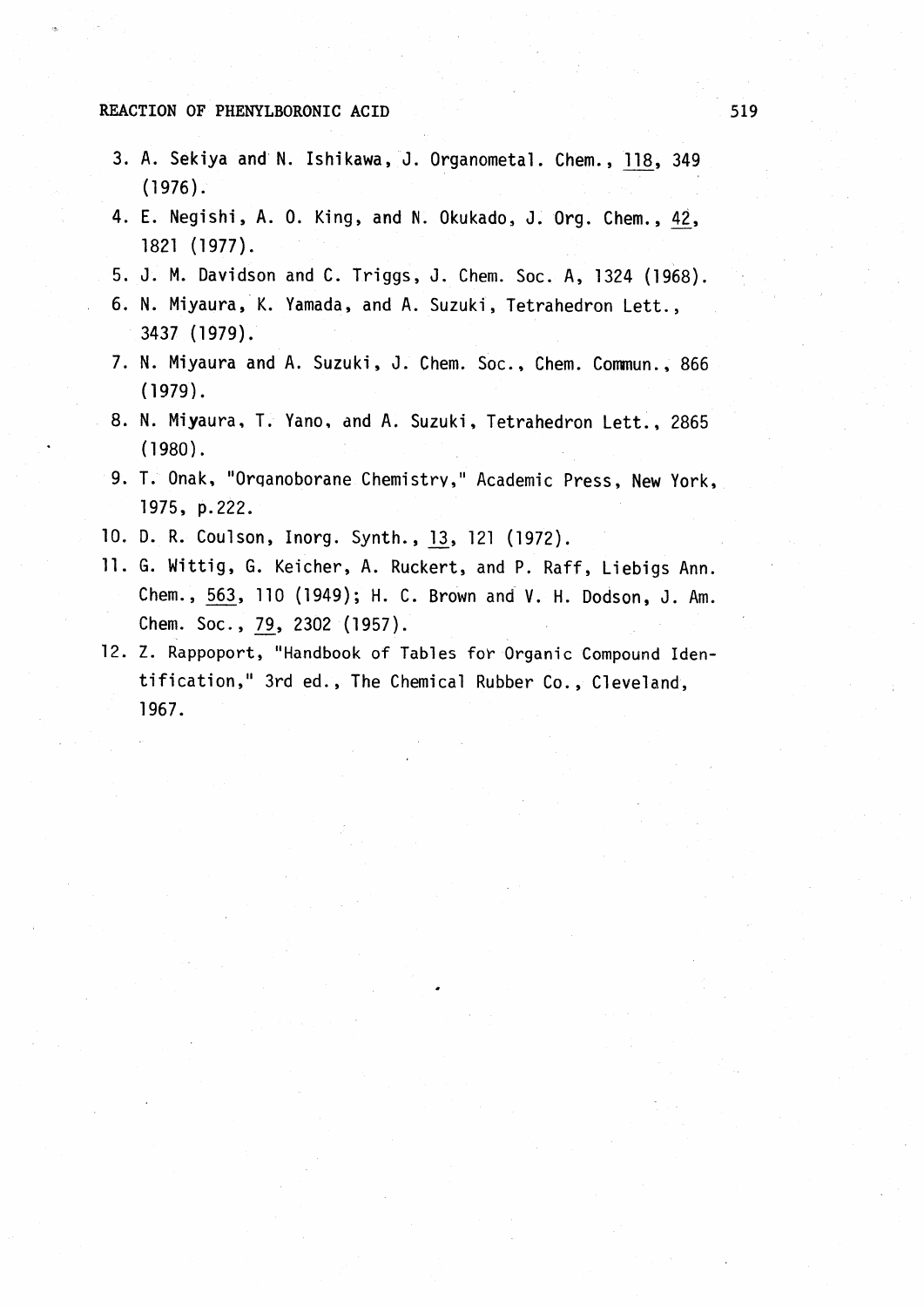3. A. Sekiya and N. Ishikawa, J. Organometal. Chem., 118, 349 (1976).
4. E. Negishi, A. O. King, and N. Okukado, J. Org. Chem., 42, 1821 (1977).
5. J. M. Davidson and C. Triggs, J. Chem. Soc. A, 1324 (1968).
6. N. Miyaura, K. Yamada, and A. Suzuki, Tetrahedron Lett., 3437 (1979).
7. N. Miyaura and A. Suzuki, J. Chem. Soc., Chem. Commun., 866 (1979).
8. N. Miyaura, T. Yano, and A. Suzuki, Tetrahedron Lett., 2865 (1980).
9. T. Onak, "Organoborane Chemistry," Academic Press, New York, 1975, p.222.
10. D. R. Coulson, Inorg. Synth., 13, 121 (1972).
11. G. Wittig, G. Keicher, A. Ruckert, and P. Raff, Liebigs Ann. Chem., 563, 110 (1949); H. C. Brown and V. H. Dodson, J. Am. Chem. Soc., 79, 2302 (1957).
12. Z. Rappoport, "Handbook of Tables for Organic Compound Identification," 3rd ed., The Chemical Rubber Co., Cleveland, 1967.